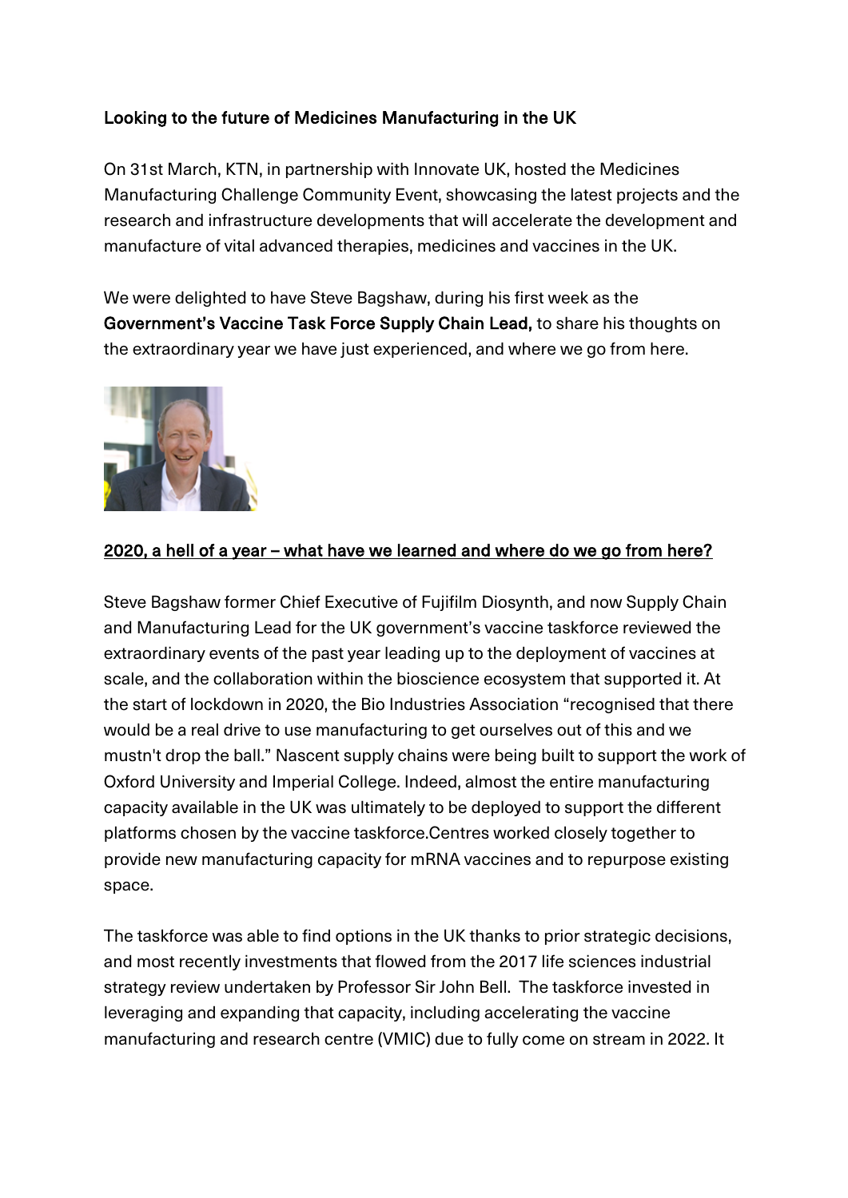**Looking to the future of Medicines Manufacturing in the UK**

On 31st March, KTN, in partnership with Innovate UK, hosted the Medicines Manufacturing Challenge Community Event, showcasing the latest projects and the research and infrastructure developments that will accelerate the development and manufacture of vital advanced therapies, medicines and vaccines in the UK.

We were delighted to have Steve Bagshaw, during his first week as the **Government's Vaccine Task Force Supply Chain Lead,** to share his thoughts on the extraordinary year we have just experienced, and where we go from here.

## 2020, a hell of a year – what have we learned and where do we go from here?

Steve Bagshaw former Chief Executive of Fujifilm Diosynth, and now Supply Chain and Manufacturing Lead for the UK government's vaccine taskforce reviewed the extraordinary events of the past year leading up to the deployment of vaccines at scale, and the collaboration within the bioscience ecosystem that supported it. At the start of lockdown in 2020, the Bio Industries Association "recognised that there would be a real drive to use manufacturing to get ourselves out of this and we mustn't drop the ball." Nascent supply chains were being built to support the work of Oxford University and Imperial College. Indeed, almost the entire manufacturing capacity available in the UK was ultimately to be deployed to support the different platforms chosen by the vaccine taskforce.Centres worked closely together to provide new manufacturing capacity for mRNA vaccines and to repurpose existing space.

The taskforce was able to find options in the UK thanks to prior strategic decisions, and most recently investments that flowed from the 2017 life sciences industrial strategy review undertaken by Professor Sir John Bell. The taskforce invested in leveraging and expanding that capacity, including accelerating the vaccine manufacturing and research centre (VMIC) due to fully come on stream in 2022. It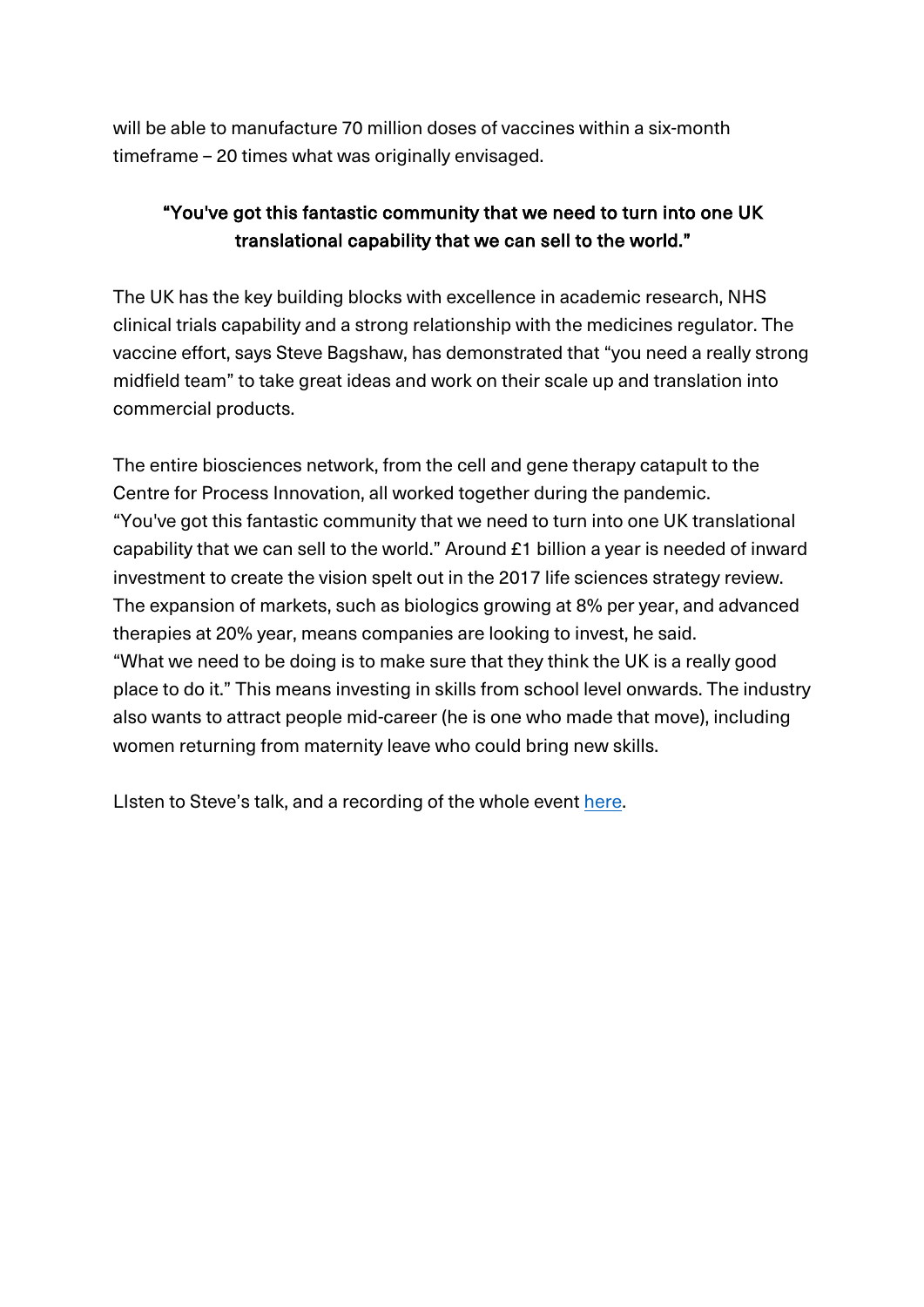will be able to manufacture 70 million doses of vaccines within a six-month timeframe – 20 times what was originally envisaged.

**"You've got this fantastic community that we need to turn into one UK translational capability that we can sell to the world."**

The UK has the key building blocks with excellence in academic research, NHS clinical trials capability and a strong relationship with the medicines regulator. The vaccine effort, says Steve Bagshaw, has demonstrated that "you need a really strong midfield team" to take great ideas and work on their scale up and translation into commercial products.

The entire biosciences network, from the cell and gene therapy catapult to the Centre for Process Innovation, all worked together during the pandemic. "You've got this fantastic community that we need to turn into one UK translational capability that we can sell to the world." Around £1 billion a year is needed of inward investment to create the vision spelt out in the 2017 life sciences strategy review. The expansion of markets, such as biologics growing at 8% per year, and advanced therapies at 20% year, means companies are looking to invest, he said. "What we need to be doing is to make sure that they think the UK is a really good place to do it." This means investing in skills from school level onwards. The industry also wants to attract people mid-career (he is one who made that move), including women returning from maternity leave who could bring new skills.

LIsten to Steve's talk, and a recording of the whole event here.